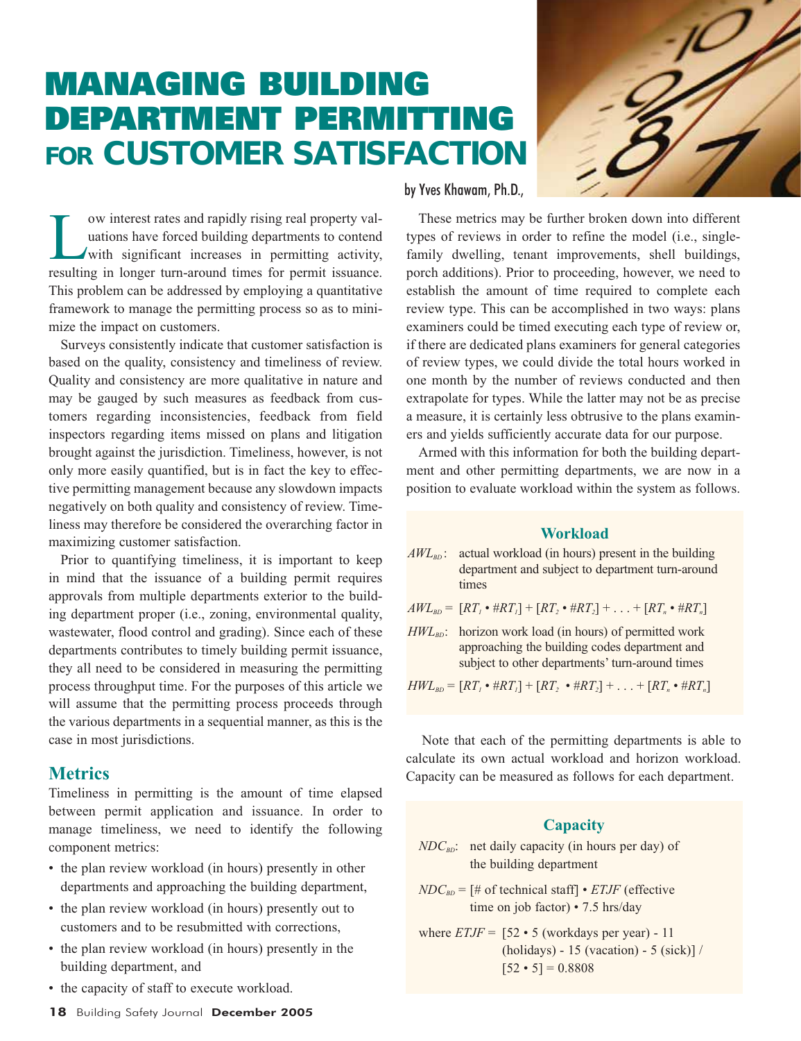# MANAGING BUILDING DEPARTMENT PERMITTING FOR CUSTOMER SATISFACTION

by Yves Khawam, Ph.D.,

Low interest rates and rapidly rising real property valuations have forced building departments to contend with significant increases in permitting activity, resulting in longer turn-around times for permit issuance. This problem can be addressed by employing a quantitative framework to manage the permitting process so as to minimize the impact on customers.

Surveys consistently indicate that customer satisfaction is based on the quality, consistency and timeliness of review. Quality and consistency are more qualitative in nature and may be gauged by such measures as feedback from customers regarding inconsistencies, feedback from field inspectors regarding items missed on plans and litigation brought against the jurisdiction. Timeliness, however, is not only more easily quantified, but is in fact the key to effective permitting management because any slowdown impacts negatively on both quality and consistency of review. Timeliness may therefore be considered the overarching factor in maximizing customer satisfaction.

Prior to quantifying timeliness, it is important to keep in mind that the issuance of a building permit requires approvals from multiple departments exterior to the building department proper (i.e., zoning, environmental quality, wastewater, flood control and grading). Since each of these departments contributes to timely building permit issuance, they all need to be considered in measuring the permitting process throughput time. For the purposes of this article we will assume that the permitting process proceeds through the various departments in a sequential manner, as this is the case in most jurisdictions.

## Metrics

Timeliness in permitting is the amount of time elapsed between permit application and issuance. In order to manage timeliness, we need to identify the following component metrics:

- the plan review workload (in hours) presently in other departments and approaching the building department,
- the plan review workload (in hours) presently out to customers and to be resubmitted with corrections,
- the plan review workload (in hours) presently in the building department, and
- the capacity of staff to execute workload.

These metrics may be further broken down into different types of reviews in order to refine the model (i.e., single-family dwelling, tenant improvements, shell buildings, porch additions). Prior to proceeding, however, we need to establish the amount of time required to complete each review type. This can be accomplished in two ways: plans examiners could be timed executing each type of review or, if there are dedicated plans examiners for general categories of review types, we could divide the total hours worked in one month by the number of reviews conducted and then extrapolate for types. While the latter may not be as precise a measure, it is certainly less obtrusive to the plans examiners and yields sufficiently accurate data for our purpose.

Armed with this information for both the building department and other permitting departments, we are now in a position to evaluate workload within the system as follows.

### Workload

$AWL_{BD}$: actual workload (in hours) present in the building department and subject to department turn-around times

$$AWL_{BD} = [RT_1 \bullet \#RT_1] + [RT_2 \bullet \#RT_2] + \ldots + [RT_n \bullet \#RT_n]$$

$HWL_{BD}$: horizon work load (in hours) of permitted work approaching the building codes department and subject to other departments' turn-around times

$$HWL_{BD} = [RT_1 \bullet \#RT_1] + [RT_2 \bullet \#RT_2] + \ldots + [RT_n \bullet \#RT_n]$$

Note that each of the permitting departments is able to calculate its own actual workload and horizon workload. Capacity can be measured as follows for each department.

### Capacity

$NDC_{BD}$: net daily capacity (in hours per day) of the building department

$NDC_{BD}$ = [# of technical staff] • $ETJF$ (effective time on job factor) • 7.5 hrs/day

where $ETJF$ = [52 • 5 (workdays per year) - 11 (holidays) - 15 (vacation) - 5 (sick)] / [52 • 5] = 0.8808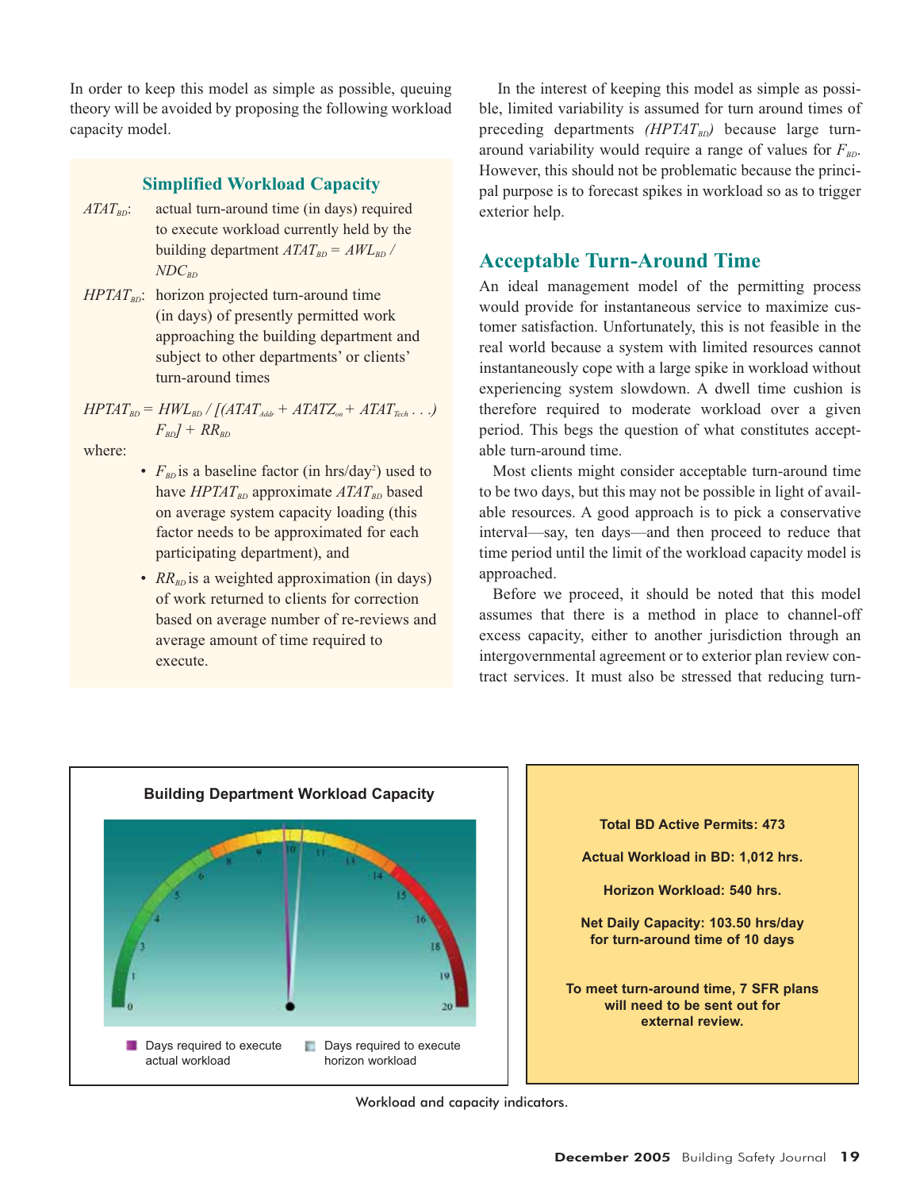In order to keep this model as simple as possible, queuing theory will be avoided by proposing the following workload capacity model.

### Simplified Workload Capacity

$ATAT_{BD}$: actual turn-around time (in days) required to execute workload currently held by the building department $ATAT_{BD} = AWL_{BD} / NDC_{BD}$

$HPTAT_{BD}$: horizon projected turn-around time (in days) of presently permitted work approaching the building department and subject to other departments' or clients' turn-around times

$$HPTAT_{BD} = HWL_{BD} / [(ATAT_{Addr} + ATATZ_{on} + ATAT_{Tech} \ldots) F_{BD}] + RR_{BD}$$

where:

- $F_{BD}$ is a baseline factor (in hrs/day$^2$) used to have $HPTAT_{BD}$ approximate $ATAT_{BD}$ based on average system capacity loading (this factor needs to be approximated for each participating department), and
- $RR_{BD}$ is a weighted approximation (in days) of work returned to clients for correction based on average number of re-reviews and average amount of time required to execute.

In the interest of keeping this model as simple as possible, limited variability is assumed for turn around times of preceding departments *($HPTAT_{BD}$)* because large turn-around variability would require a range of values for $F_{BD}$. However, this should not be problematic because the principal purpose is to forecast spikes in workload so as to trigger exterior help.

## Acceptable Turn-Around Time

An ideal management model of the permitting process would provide for instantaneous service to maximize customer satisfaction. Unfortunately, this is not feasible in the real world because a system with limited resources cannot instantaneously cope with a large spike in workload without experiencing system slowdown. A dwell time cushion is therefore required to moderate workload over a given period. This begs the question of what constitutes acceptable turn-around time.

Most clients might consider acceptable turn-around time to be two days, but this may not be possible in light of available resources. A good approach is to pick a conservative interval—say, ten days—and then proceed to reduce that time period until the limit of the workload capacity model is approached.

Before we proceed, it should be noted that this model assumes that there is a method in place to channel-off excess capacity, either to another jurisdiction through an intergovernmental agreement or to exterior plan review contract services. It must also be stressed that reducing turn-

**Building Department Workload Capacity**

Days required to execute actual workload | Days required to execute horizon workload

**Total BD Active Permits: 473**

**Actual Workload in BD: 1,012 hrs.**

**Horizon Workload: 540 hrs.**

**Net Daily Capacity: 103.50 hrs/day for turn-around time of 10 days**

**To meet turn-around time, 7 SFR plans will need to be sent out for external review.**

Workload and capacity indicators.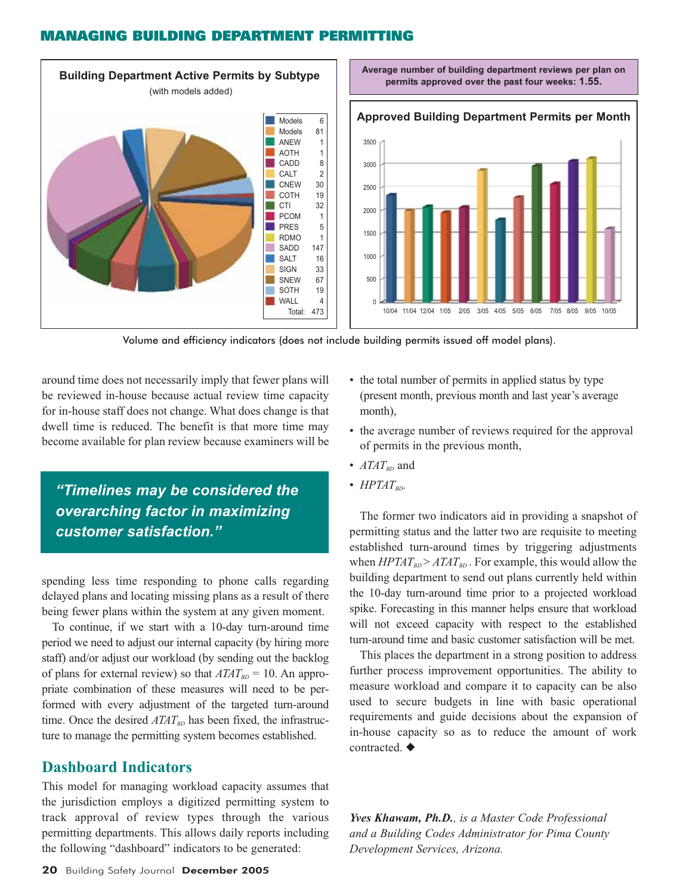**Building Department Active Permits by Subtype**

(with models added)

Models 6
Models 81
ANEW 1
AOTH 1
CADD 8
CALT 2
CNEW 30
COTH 19
CTI 32
PCOM 1
PRES 5
RDMO 1
SADD 147
SALT 16
SIGN 33
SNEW 67
SOTH 19
WALL 4
Total: 473

**Average number of building department reviews per plan on permits approved over the past four weeks: 1.55.**

**Approved Building Department Permits per Month**

3500
3000
2500
2000
1500
1000
500
0

10/04 11/04 12/04 1/05 2/05 3/05 4/05 5/05 6/05 7/05 8/05 9/05 10/05

Volume and efficiency indicators (does not include building permits issued off model plans).

around time does not necessarily imply that fewer plans will be reviewed in-house because actual review time capacity for in-house staff does not change. What does change is that dwell time is reduced. The benefit is that more time may become available for plan review because examiners will be spending less time responding to phone calls regarding delayed plans and locating missing plans as a result of there being fewer plans within the system at any given moment.

> ***"Timelines may be considered the overarching factor in maximizing customer satisfaction."***

To continue, if we start with a 10-day turn-around time period we need to adjust our internal capacity (by hiring more staff) and/or adjust our workload (by sending out the backlog of plans for external review) so that $ATAT_{BD} = 10$. An appropriate combination of these measures will need to be performed with every adjustment of the targeted turn-around time. Once the desired $ATAT_{BD}$ has been fixed, the infrastructure to manage the permitting system becomes established.

## Dashboard Indicators

This model for managing workload capacity assumes that the jurisdiction employs a digitized permitting system to track approval of review types through the various permitting departments. This allows daily reports including the following "dashboard" indicators to be generated:

- the total number of permits in applied status by type (present month, previous month and last year's average month),
- the average number of reviews required for the approval of permits in the previous month,
- $ATAT_{BD}$ and
- $HPTAT_{BD}$.

The former two indicators aid in providing a snapshot of permitting status and the latter two are requisite to meeting established turn-around times by triggering adjustments when $HPTAT_{BD} > ATAT_{BD}$. For example, this would allow the building department to send out plans currently held within the 10-day turn-around time prior to a projected workload spike. Forecasting in this manner helps ensure that workload will not exceed capacity with respect to the established turn-around time and basic customer satisfaction will be met.

This places the department in a strong position to address further process improvement opportunities. The ability to measure workload and compare it to capacity can be also used to secure budgets in line with basic operational requirements and guide decisions about the expansion of in-house capacity so as to reduce the amount of work contracted. ◆

***Yves Khawam, Ph.D.****, is a Master Code Professional and a Building Codes Administrator for Pima County Development Services, Arizona.*